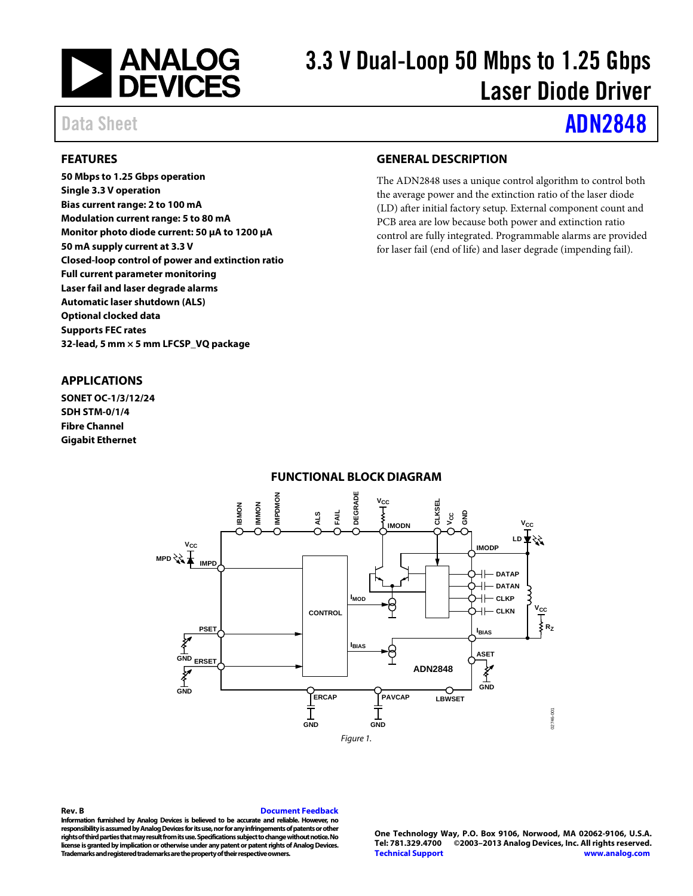# 3.3 V Dual-Loop 50 Mbps to 1.25 Gbps Laser Diode Driver

Data Sheet **ADN2848**

## FEATURES

**50 Mbps to 1.25 Gbps operation**
**Single 3.3 V operation**
**Bias current range: 2 to 100 mA**
**Modulation current range: 5 to 80 mA**
**Monitor photo diode current: 50 μA to 1200 μA**
**50 mA supply current at 3.3 V**
**Closed-loop control of power and extinction ratio**
**Full current parameter monitoring**
**Laser fail and laser degrade alarms**
**Automatic laser shutdown (ALS)**
**Optional clocked data**
**Supports FEC rates**
**32-lead, 5 mm × 5 mm LFCSP_VQ package**

## APPLICATIONS

**SONET OC-1/3/12/24**
**SDH STM-0/1/4**
**Fibre Channel**
**Gigabit Ethernet**

## GENERAL DESCRIPTION

The ADN2848 uses a unique control algorithm to control both the average power and the extinction ratio of the laser diode (LD) after initial factory setup. External component count and PCB area are low because both power and extinction ratio control are fully integrated. Programmable alarms are provided for laser fail (end of life) and laser degrade (impending fail).

## FUNCTIONAL BLOCK DIAGRAM

*Figure 1.*

Rev. B

Document Feedback

Information furnished by Analog Devices is believed to be accurate and reliable. However, no responsibility is assumed by Analog Devices for its use, nor for any infringements of patents or other rights of third parties that may result from its use. Specifications subject to change without notice. No license is granted by implication or otherwise under any patent or patent rights of Analog Devices. Trademarks and registered trademarks are the property of their respective owners.

One Technology Way, P.O. Box 9106, Norwood, MA 02062-9106, U.S.A.
Tel: 781.329.4700 ©2003–2013 Analog Devices, Inc. All rights reserved.
Technical Support www.analog.com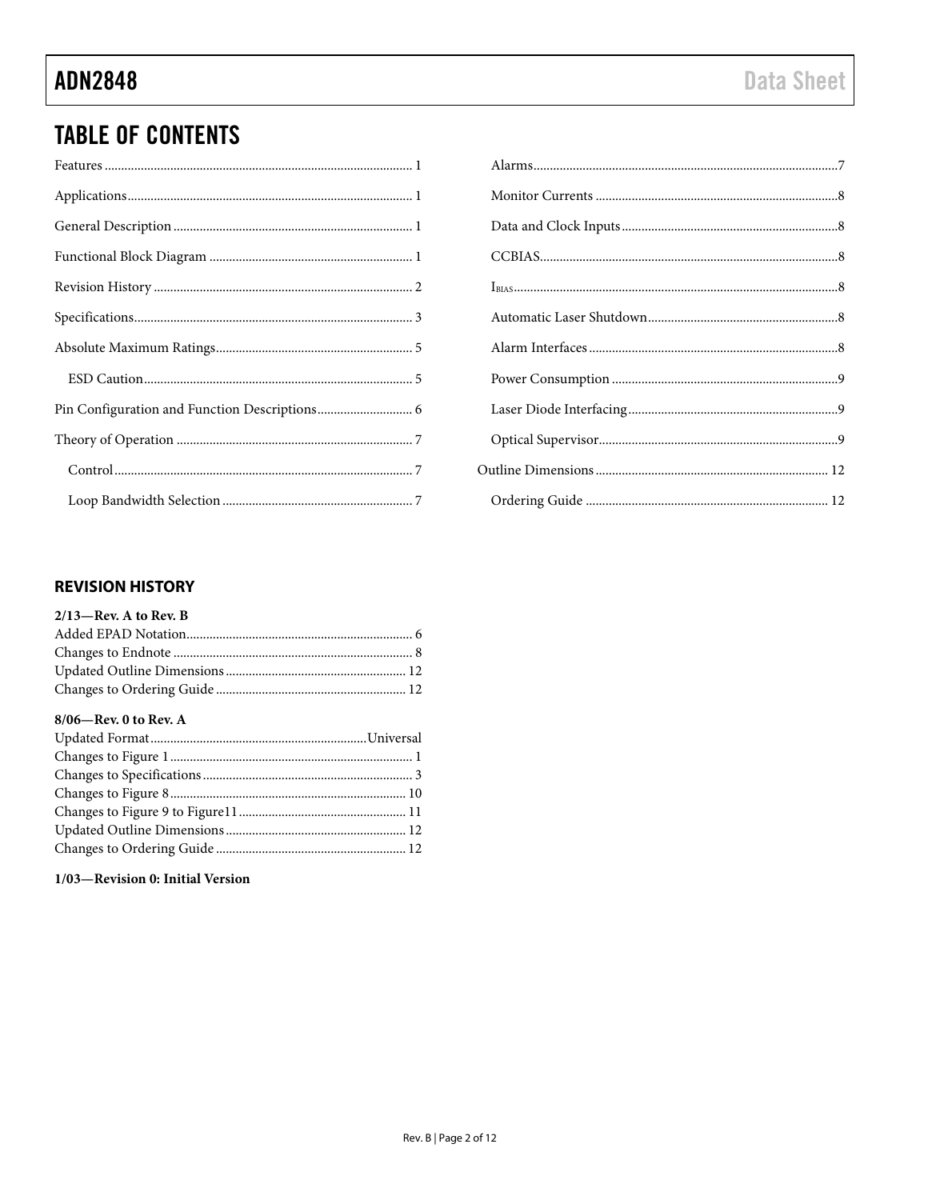## TABLE OF CONTENTS

Features ... 1
Applications ... 1
General Description ... 1
Functional Block Diagram ... 1
Revision History ... 2
Specifications ... 3
Absolute Maximum Ratings ... 5
  ESD Caution ... 5
Pin Configuration and Function Descriptions ... 6
Theory of Operation ... 7
  Control ... 7
  Loop Bandwidth Selection ... 7
  Alarms ... 7
  Monitor Currents ... 8
  Data and Clock Inputs ... 8
  CCBIAS ... 8
  $I_{BIAS}$ ... 8
  Automatic Laser Shutdown ... 8
  Alarm Interfaces ... 8
  Power Consumption ... 9
  Laser Diode Interfacing ... 9
  Optical Supervisor ... 9
Outline Dimensions ... 12
  Ordering Guide ... 12

### REVISION HISTORY

**2/13—Rev. A to Rev. B**

Added EPAD Notation ... 6
Changes to Endnote ... 8
Updated Outline Dimensions ... 12
Changes to Ordering Guide ... 12

**8/06—Rev. 0 to Rev. A**

Updated Format ... Universal
Changes to Figure 1 ... 1
Changes to Specifications ... 3
Changes to Figure 8 ... 10
Changes to Figure 9 to Figure11 ... 11
Updated Outline Dimensions ... 12
Changes to Ordering Guide ... 12

**1/03—Revision 0: Initial Version**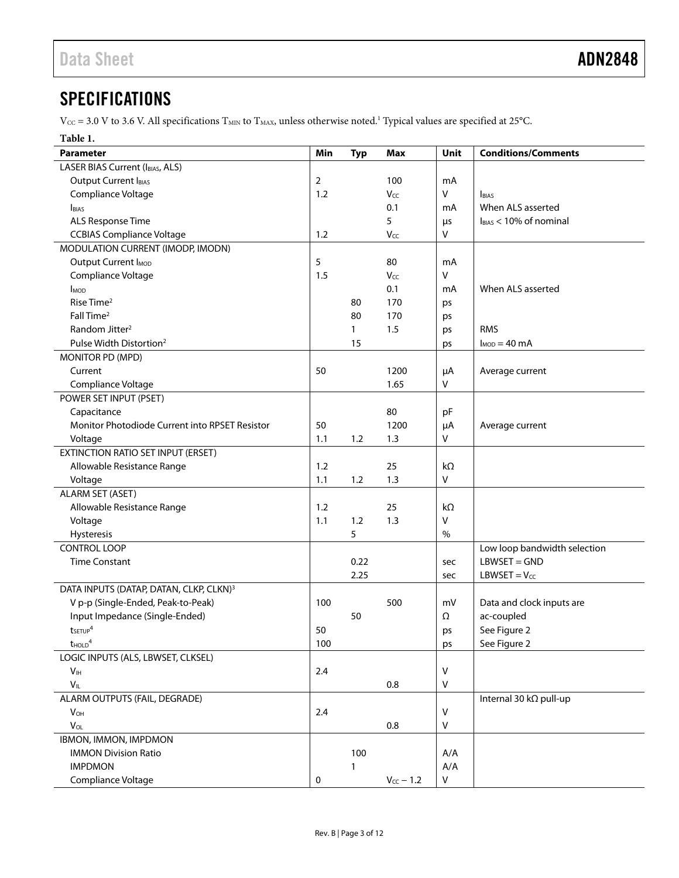## SPECIFICATIONS

$V_{CC}$ = 3.0 V to 3.6 V. All specifications $T_{MIN}$ to $T_{MAX}$, unless otherwise noted.[1] Typical values are specified at 25°C.

**Table 1.**

| Parameter | Min | Typ | Max | Unit | Conditions/Comments |
|---|---|---|---|---|---|
| LASER BIAS Current ($I_{BIAS}$, ALS) | | | | | |
| Output Current $I_{BIAS}$ | 2 | | 100 | mA | |
| Compliance Voltage | 1.2 | | $V_{CC}$ | V | $I_{BIAS}$ |
| $I_{BIAS}$ | | | 0.1 | mA | When ALS asserted |
| ALS Response Time | | | 5 | µs | $I_{BIAS}$ < 10% of nominal |
| CCBIAS Compliance Voltage | 1.2 | | $V_{CC}$ | V | |
| MODULATION CURRENT (IMODP, IMODN) | | | | | |
| Output Current $I_{MOD}$ | 5 | | 80 | mA | |
| Compliance Voltage | 1.5 | | $V_{CC}$ | V | |
| $I_{MOD}$ | | | 0.1 | mA | When ALS asserted |
| Rise Time[2] | | 80 | 170 | ps | |
| Fall Time[2] | | 80 | 170 | ps | |
| Random Jitter[2] | | 1 | 1.5 | ps | RMS |
| Pulse Width Distortion[2] | | 15 | | ps | $I_{MOD}$ = 40 mA |
| MONITOR PD (MPD) | | | | | |
| Current | 50 | | 1200 | µA | Average current |
| Compliance Voltage | | | 1.65 | V | |
| POWER SET INPUT (PSET) | | | | | |
| Capacitance | | | 80 | pF | |
| Monitor Photodiode Current into RPSET Resistor | 50 | | 1200 | µA | Average current |
| Voltage | 1.1 | 1.2 | 1.3 | V | |
| EXTINCTION RATIO SET INPUT (ERSET) | | | | | |
| Allowable Resistance Range | 1.2 | | 25 | kΩ | |
| Voltage | 1.1 | 1.2 | 1.3 | V | |
| ALARM SET (ASET) | | | | | |
| Allowable Resistance Range | 1.2 | | 25 | kΩ | |
| Voltage | 1.1 | 1.2 | 1.3 | V | |
| Hysteresis | | 5 | | % | |
| CONTROL LOOP | | | | | Low loop bandwidth selection |
| Time Constant | | 0.22 | | sec | LBWSET = GND |
| | | 2.25 | | sec | LBWSET = $V_{CC}$ |
| DATA INPUTS (DATAP, DATAN, CLKP, CLKN)[3] | | | | | |
| V p-p (Single-Ended, Peak-to-Peak) | 100 | | 500 | mV | Data and clock inputs are |
| Input Impedance (Single-Ended) | | 50 | | Ω | ac-coupled |
| $t_{SETUP}$[4] | 50 | | | ps | See Figure 2 |
| $t_{HOLD}$[4] | 100 | | | ps | See Figure 2 |
| LOGIC INPUTS (ALS, LBWSET, CLKSEL) | | | | | |
| $V_{IH}$ | 2.4 | | | V | |
| $V_{IL}$ | | | 0.8 | V | |
| ALARM OUTPUTS (FAIL, DEGRADE) | | | | | Internal 30 kΩ pull-up |
| $V_{OH}$ | 2.4 | | | V | |
| $V_{OL}$ | | | 0.8 | V | |
| IBMON, IMMON, IMPDMON | | | | | |
| IMMON Division Ratio | | 100 | | A/A | |
| IMPDMON | | 1 | | A/A | |
| Compliance Voltage | 0 | | $V_{CC} - 1.2$ | V | |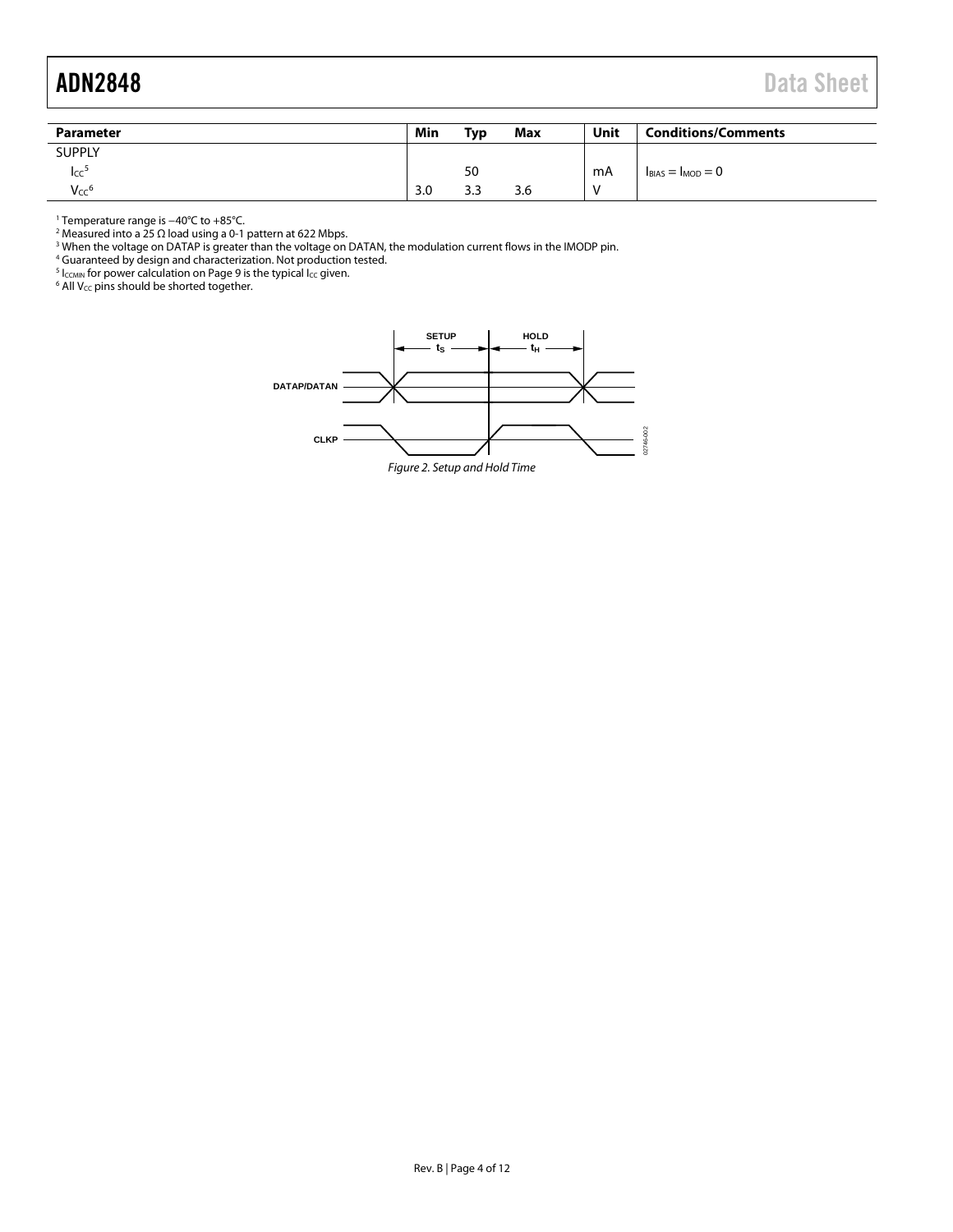| Parameter | Min | Typ | Max | Unit | Conditions/Comments |
|---|---|---|---|---|---|
| SUPPLY | | | | | |
| $I_{CC}$[5] | | 50 | | mA | $I_{BIAS} = I_{MOD} = 0$ |
| $V_{CC}$[6] | 3.0 | 3.3 | 3.6 | V | |

[1] Temperature range is −40°C to +85°C.
[2] Measured into a 25 Ω load using a 0-1 pattern at 622 Mbps.
[3] When the voltage on DATAP is greater than the voltage on DATAN, the modulation current flows in the IMODP pin.
[4] Guaranteed by design and characterization. Not production tested.
[5] $I_{CCMIN}$ for power calculation on Page 9 is the typical $I_{CC}$ given.
[6] All $V_{CC}$ pins should be shorted together.

*Figure 2. Setup and Hold Time*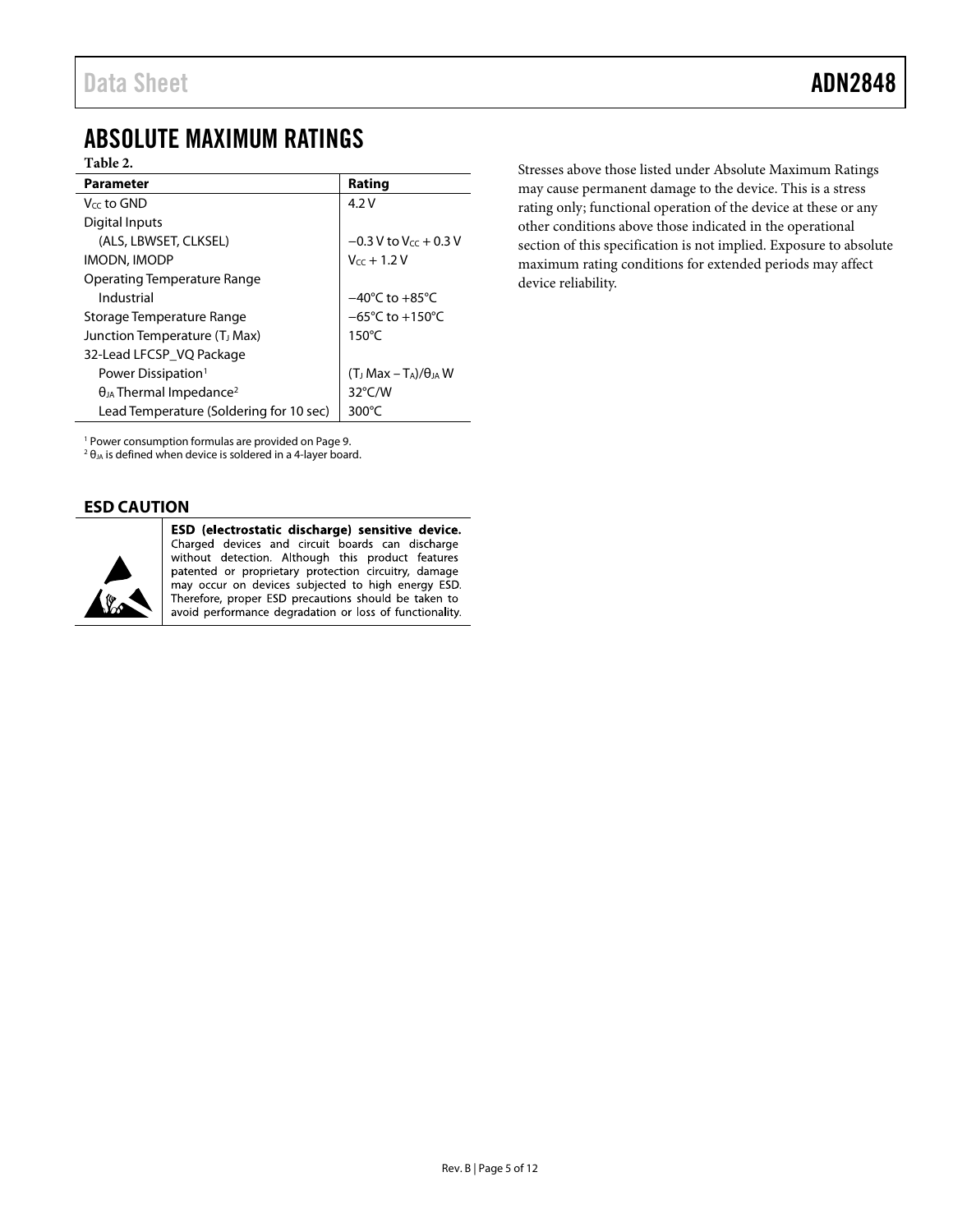# ABSOLUTE MAXIMUM RATINGS

**Table 2.**

| Parameter | Rating |
|---|---|
| $V_{CC}$ to GND | 4.2 V |
| Digital Inputs | |
| (ALS, LBWSET, CLKSEL) | −0.3 V to $V_{CC}$ + 0.3 V |
| IMODN, IMODP | $V_{CC}$ + 1.2 V |
| Operating Temperature Range | |
| Industrial | −40°C to +85°C |
| Storage Temperature Range | −65°C to +150°C |
| Junction Temperature ($T_J$ Max) | 150°C |
| 32-Lead LFCSP_VQ Package | |
| Power Dissipation[1] | $(T_J\ Max - T_A)/\theta_{JA}$ W |
| $\theta_{JA}$ Thermal Impedance[2] | 32°C/W |
| Lead Temperature (Soldering for 10 sec) | 300°C |

[1] Power consumption formulas are provided on Page 9.
[2] $\theta_{JA}$ is defined when device is soldered in a 4-layer board.

Stresses above those listed under Absolute Maximum Ratings may cause permanent damage to the device. This is a stress rating only; functional operation of the device at these or any other conditions above those indicated in the operational section of this specification is not implied. Exposure to absolute maximum rating conditions for extended periods may affect device reliability.

## ESD CAUTION

**ESD (electrostatic discharge) sensitive device.** Charged devices and circuit boards can discharge without detection. Although this product features patented or proprietary protection circuitry, damage may occur on devices subjected to high energy ESD. Therefore, proper ESD precautions should be taken to avoid performance degradation or loss of functionality.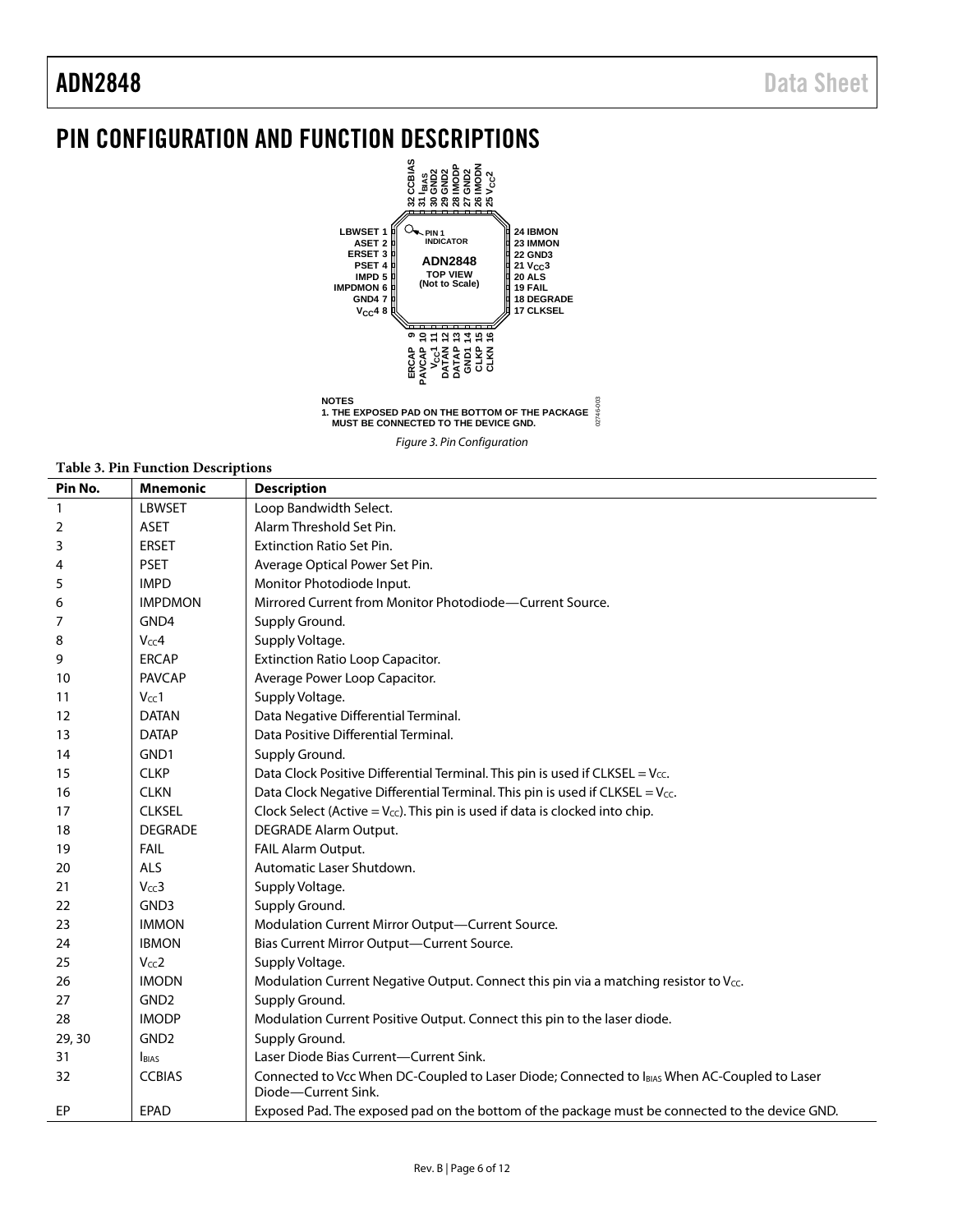## PIN CONFIGURATION AND FUNCTION DESCRIPTIONS

NOTES
1. THE EXPOSED PAD ON THE BOTTOM OF THE PACKAGE MUST BE CONNECTED TO THE DEVICE GND.

*Figure 3. Pin Configuration*

**Table 3. Pin Function Descriptions**

| Pin No. | Mnemonic | Description |
|---|---|---|
| 1 | LBWSET | Loop Bandwidth Select. |
| 2 | ASET | Alarm Threshold Set Pin. |
| 3 | ERSET | Extinction Ratio Set Pin. |
| 4 | PSET | Average Optical Power Set Pin. |
| 5 | IMPD | Monitor Photodiode Input. |
| 6 | IMPDMON | Mirrored Current from Monitor Photodiode—Current Source. |
| 7 | GND4 | Supply Ground. |
| 8 | $V_{CC}4$ | Supply Voltage. |
| 9 | ERCAP | Extinction Ratio Loop Capacitor. |
| 10 | PAVCAP | Average Power Loop Capacitor. |
| 11 | $V_{CC}1$ | Supply Voltage. |
| 12 | DATAN | Data Negative Differential Terminal. |
| 13 | DATAP | Data Positive Differential Terminal. |
| 14 | GND1 | Supply Ground. |
| 15 | CLKP | Data Clock Positive Differential Terminal. This pin is used if CLKSEL = $V_{CC}$. |
| 16 | CLKN | Data Clock Negative Differential Terminal. This pin is used if CLKSEL = $V_{CC}$. |
| 17 | CLKSEL | Clock Select (Active = $V_{CC}$). This pin is used if data is clocked into chip. |
| 18 | DEGRADE | DEGRADE Alarm Output. |
| 19 | FAIL | FAIL Alarm Output. |
| 20 | ALS | Automatic Laser Shutdown. |
| 21 | $V_{CC}3$ | Supply Voltage. |
| 22 | GND3 | Supply Ground. |
| 23 | IMMON | Modulation Current Mirror Output—Current Source. |
| 24 | IBMON | Bias Current Mirror Output—Current Source. |
| 25 | $V_{CC}2$ | Supply Voltage. |
| 26 | IMODN | Modulation Current Negative Output. Connect this pin via a matching resistor to $V_{CC}$. |
| 27 | GND2 | Supply Ground. |
| 28 | IMODP | Modulation Current Positive Output. Connect this pin to the laser diode. |
| 29, 30 | GND2 | Supply Ground. |
| 31 | $I_{BIAS}$ | Laser Diode Bias Current—Current Sink. |
| 32 | CCBIAS | Connected to Vcc When DC-Coupled to Laser Diode; Connected to $I_{BIAS}$ When AC-Coupled to Laser Diode—Current Sink. |
| EP | EPAD | Exposed Pad. The exposed pad on the bottom of the package must be connected to the device GND. |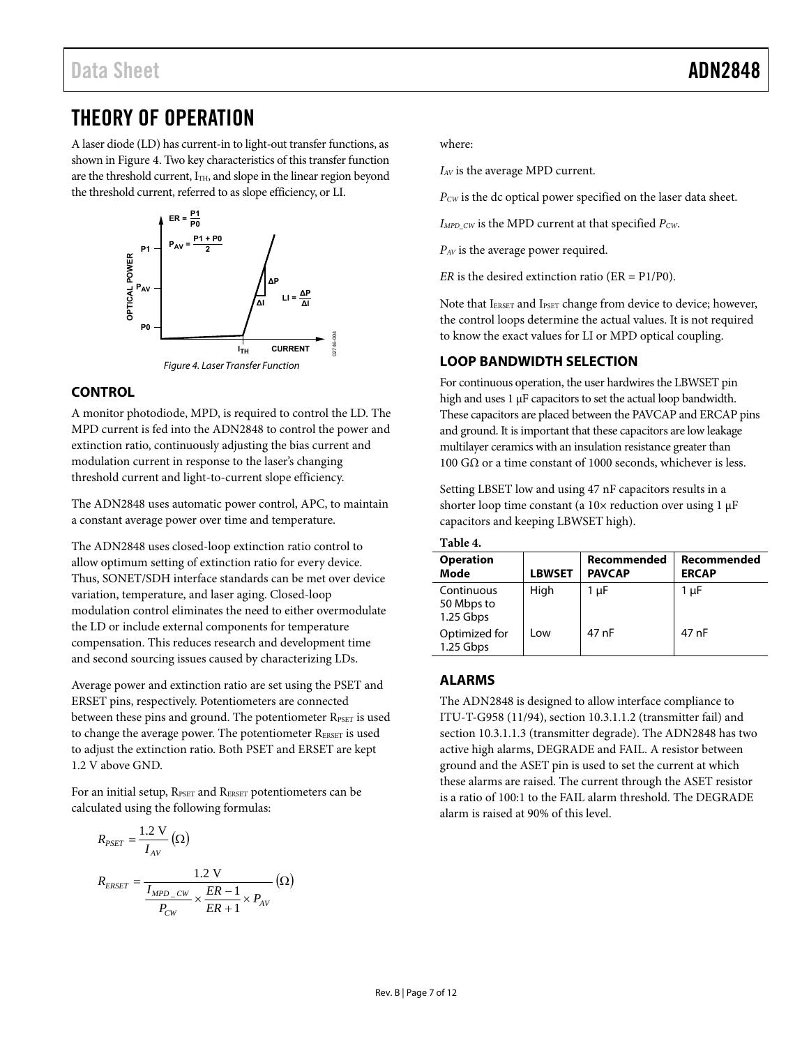# THEORY OF OPERATION

A laser diode (LD) has current-in to light-out transfer functions, as shown in Figure 4. Two key characteristics of this transfer function are the threshold current, $I_{TH}$, and slope in the linear region beyond the threshold current, referred to as slope efficiency, or LI.

Figure 4. Laser Transfer Function

## CONTROL

A monitor photodiode, MPD, is required to control the LD. The MPD current is fed into the ADN2848 to control the power and extinction ratio, continuously adjusting the bias current and modulation current in response to the laser's changing threshold current and light-to-current slope efficiency.

The ADN2848 uses automatic power control, APC, to maintain a constant average power over time and temperature.

The ADN2848 uses closed-loop extinction ratio control to allow optimum setting of extinction ratio for every device. Thus, SONET/SDH interface standards can be met over device variation, temperature, and laser aging. Closed-loop modulation control eliminates the need to either overmodulate the LD or include external components for temperature compensation. This reduces research and development time and second sourcing issues caused by characterizing LDs.

Average power and extinction ratio are set using the PSET and ERSET pins, respectively. Potentiometers are connected between these pins and ground. The potentiometer $R_{PSET}$ is used to change the average power. The potentiometer $R_{ERSET}$ is used to adjust the extinction ratio. Both PSET and ERSET are kept 1.2 V above GND.

For an initial setup, $R_{PSET}$ and $R_{ERSET}$ potentiometers can be calculated using the following formulas:

$$R_{PSET} = \frac{1.2\ \text{V}}{I_{AV}} (\Omega)$$

$$R_{ERSET} = \frac{1.2\ \text{V}}{\frac{I_{MPD\_CW}}{P_{CW}} \times \frac{ER-1}{ER+1} \times P_{AV}} (\Omega)$$

where:

$I_{AV}$ is the average MPD current.

$P_{CW}$ is the dc optical power specified on the laser data sheet.

$I_{MPD\_CW}$ is the MPD current at that specified $P_{CW}$.

$P_{AV}$ is the average power required.

*ER* is the desired extinction ratio (ER = P1/P0).

Note that $I_{ERSET}$ and $I_{PSET}$ change from device to device; however, the control loops determine the actual values. It is not required to know the exact values for LI or MPD optical coupling.

## LOOP BANDWIDTH SELECTION

For continuous operation, the user hardwires the LBWSET pin high and uses 1 µF capacitors to set the actual loop bandwidth. These capacitors are placed between the PAVCAP and ERCAP pins and ground. It is important that these capacitors are low leakage multilayer ceramics with an insulation resistance greater than 100 GΩ or a time constant of 1000 seconds, whichever is less.

Setting LBSET low and using 47 nF capacitors results in a shorter loop time constant (a 10× reduction over using 1 µF capacitors and keeping LBWSET high).

**Table 4.**

| Operation Mode | LBWSET | Recommended PAVCAP | Recommended ERCAP |
|---|---|---|---|
| Continuous 50 Mbps to 1.25 Gbps | High | 1 µF | 1 µF |
| Optimized for 1.25 Gbps | Low | 47 nF | 47 nF |

## ALARMS

The ADN2848 is designed to allow interface compliance to ITU-T-G958 (11/94), section 10.3.1.1.2 (transmitter fail) and section 10.3.1.1.3 (transmitter degrade). The ADN2848 has two active high alarms, DEGRADE and FAIL. A resistor between ground and the ASET pin is used to set the current at which these alarms are raised. The current through the ASET resistor is a ratio of 100:1 to the FAIL alarm threshold. The DEGRADE alarm is raised at 90% of this level.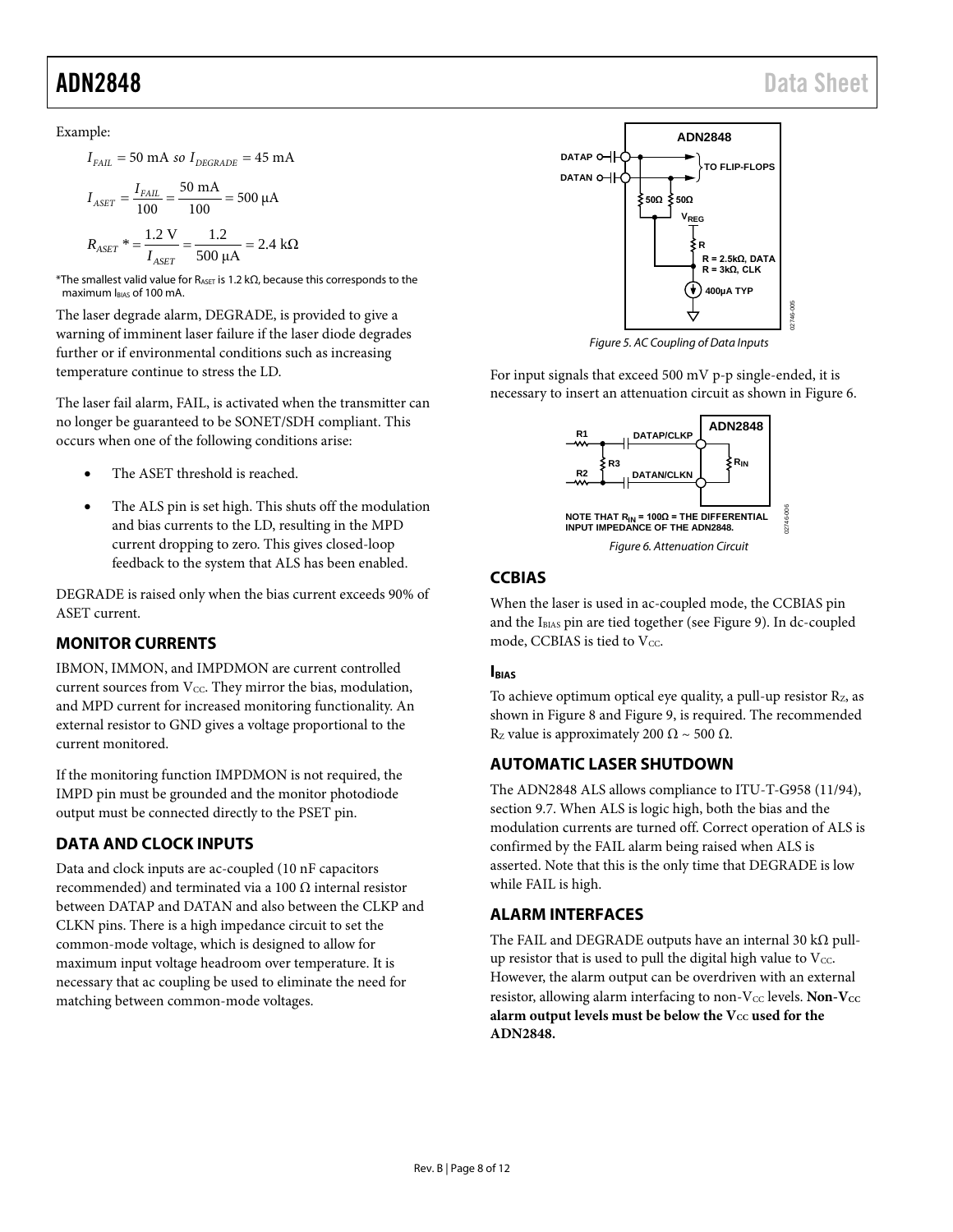Example:

$$I_{FAIL} = 50 \text{ mA } so \ I_{DEGRADE} = 45 \text{ mA}$$

$$I_{ASET} = \frac{I_{FAIL}}{100} = \frac{50 \text{ mA}}{100} = 500 \text{ µA}$$

$$R_{ASET}{}^{*} = \frac{1.2 \text{ V}}{I_{ASET}} = \frac{1.2}{500 \text{ µA}} = 2.4 \text{ kΩ}$$

*The smallest valid value for $R_{ASET}$ is 1.2 kΩ, because this corresponds to the maximum $I_{BIAS}$ of 100 mA.

The laser degrade alarm, DEGRADE, is provided to give a warning of imminent laser failure if the laser diode degrades further or if environmental conditions such as increasing temperature continue to stress the LD.

The laser fail alarm, FAIL, is activated when the transmitter can no longer be guaranteed to be SONET/SDH compliant. This occurs when one of the following conditions arise:

- The ASET threshold is reached.
- The ALS pin is set high. This shuts off the modulation and bias currents to the LD, resulting in the MPD current dropping to zero. This gives closed-loop feedback to the system that ALS has been enabled.

DEGRADE is raised only when the bias current exceeds 90% of ASET current.

## MONITOR CURRENTS

IBMON, IMMON, and IMPDMON are current controlled current sources from $V_{CC}$. They mirror the bias, modulation, and MPD current for increased monitoring functionality. An external resistor to GND gives a voltage proportional to the current monitored.

If the monitoring function IMPDMON is not required, the IMPD pin must be grounded and the monitor photodiode output must be connected directly to the PSET pin.

## DATA AND CLOCK INPUTS

Data and clock inputs are ac-coupled (10 nF capacitors recommended) and terminated via a 100 Ω internal resistor between DATAP and DATAN and also between the CLKP and CLKN pins. There is a high impedance circuit to set the common-mode voltage, which is designed to allow for maximum input voltage headroom over temperature. It is necessary that ac coupling be used to eliminate the need for matching between common-mode voltages.

Figure 5. AC Coupling of Data Inputs

For input signals that exceed 500 mV p-p single-ended, it is necessary to insert an attenuation circuit as shown in Figure 6.

Figure 6. Attenuation Circuit

## CCBIAS

When the laser is used in ac-coupled mode, the CCBIAS pin and the $I_{BIAS}$ pin are tied together (see Figure 9). In dc-coupled mode, CCBIAS is tied to $V_{CC}$.

### $I_{BIAS}$

To achieve optimum optical eye quality, a pull-up resistor $R_Z$, as shown in Figure 8 and Figure 9, is required. The recommended $R_Z$ value is approximately 200 Ω ~ 500 Ω.

## AUTOMATIC LASER SHUTDOWN

The ADN2848 ALS allows compliance to ITU-T-G958 (11/94), section 9.7. When ALS is logic high, both the bias and the modulation currents are turned off. Correct operation of ALS is confirmed by the FAIL alarm being raised when ALS is asserted. Note that this is the only time that DEGRADE is low while FAIL is high.

## ALARM INTERFACES

The FAIL and DEGRADE outputs have an internal 30 kΩ pull-up resistor that is used to pull the digital high value to $V_{CC}$. However, the alarm output can be overdriven with an external resistor, allowing alarm interfacing to non-$V_{CC}$ levels. **Non-$V_{CC}$ alarm output levels must be below the $V_{CC}$ used for the ADN2848.**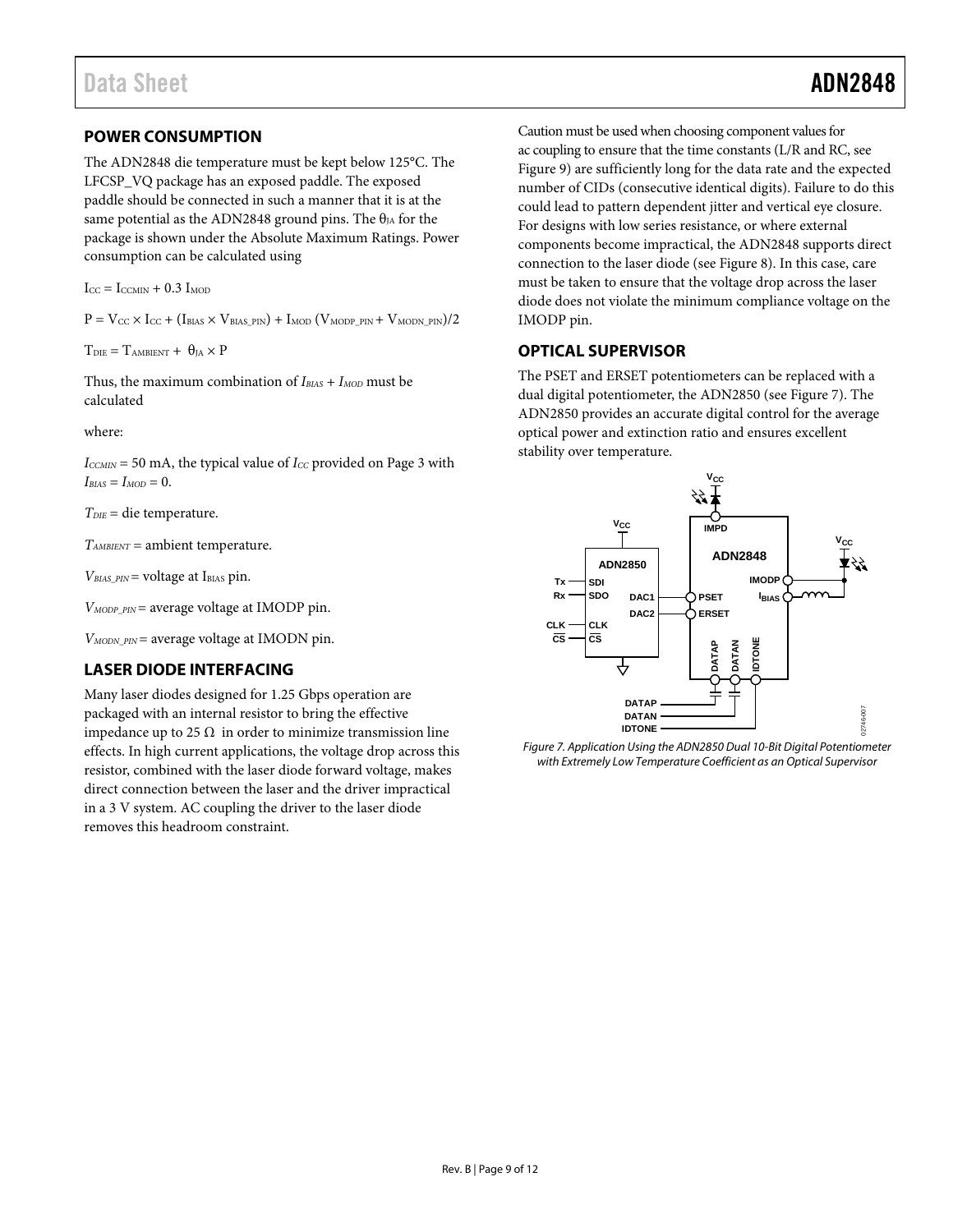## POWER CONSUMPTION

The ADN2848 die temperature must be kept below 125°C. The LFCSP_VQ package has an exposed paddle. The exposed paddle should be connected in such a manner that it is at the same potential as the ADN2848 ground pins. The $\theta_{JA}$ for the package is shown under the Absolute Maximum Ratings. Power consumption can be calculated using

$$I_{CC} = I_{CCMIN} + 0.3\ I_{MOD}$$

$$P = V_{CC} \times I_{CC} + (I_{BIAS} \times V_{BIAS\_PIN}) + I_{MOD}\ (V_{MODP\_PIN} + V_{MODN\_PIN})/2$$

$$T_{DIE} = T_{AMBIENT} + \theta_{JA} \times P$$

Thus, the maximum combination of $I_{BIAS} + I_{MOD}$ must be calculated

where:

$I_{CCMIN}$ = 50 mA, the typical value of $I_{CC}$ provided on Page 3 with $I_{BIAS} = I_{MOD} = 0$.

$T_{DIE}$ = die temperature.

$T_{AMBIENT}$ = ambient temperature.

$V_{BIAS\_PIN}$ = voltage at $I_{BIAS}$ pin.

$V_{MODP\_PIN}$ = average voltage at IMODP pin.

$V_{MODN\_PIN}$ = average voltage at IMODN pin.

## LASER DIODE INTERFACING

Many laser diodes designed for 1.25 Gbps operation are packaged with an internal resistor to bring the effective impedance up to 25 Ω in order to minimize transmission line effects. In high current applications, the voltage drop across this resistor, combined with the laser diode forward voltage, makes direct connection between the laser and the driver impractical in a 3 V system. AC coupling the driver to the laser diode removes this headroom constraint.

Caution must be used when choosing component values for ac coupling to ensure that the time constants (L/R and RC, see Figure 9) are sufficiently long for the data rate and the expected number of CIDs (consecutive identical digits). Failure to do this could lead to pattern dependent jitter and vertical eye closure. For designs with low series resistance, or where external components become impractical, the ADN2848 supports direct connection to the laser diode (see Figure 8). In this case, care must be taken to ensure that the voltage drop across the laser diode does not violate the minimum compliance voltage on the IMODP pin.

## OPTICAL SUPERVISOR

The PSET and ERSET potentiometers can be replaced with a dual digital potentiometer, the ADN2850 (see Figure 7). The ADN2850 provides an accurate digital control for the average optical power and extinction ratio and ensures excellent stability over temperature.

*Figure 7. Application Using the ADN2850 Dual 10-Bit Digital Potentiometer with Extremely Low Temperature Coefficient as an Optical Supervisor*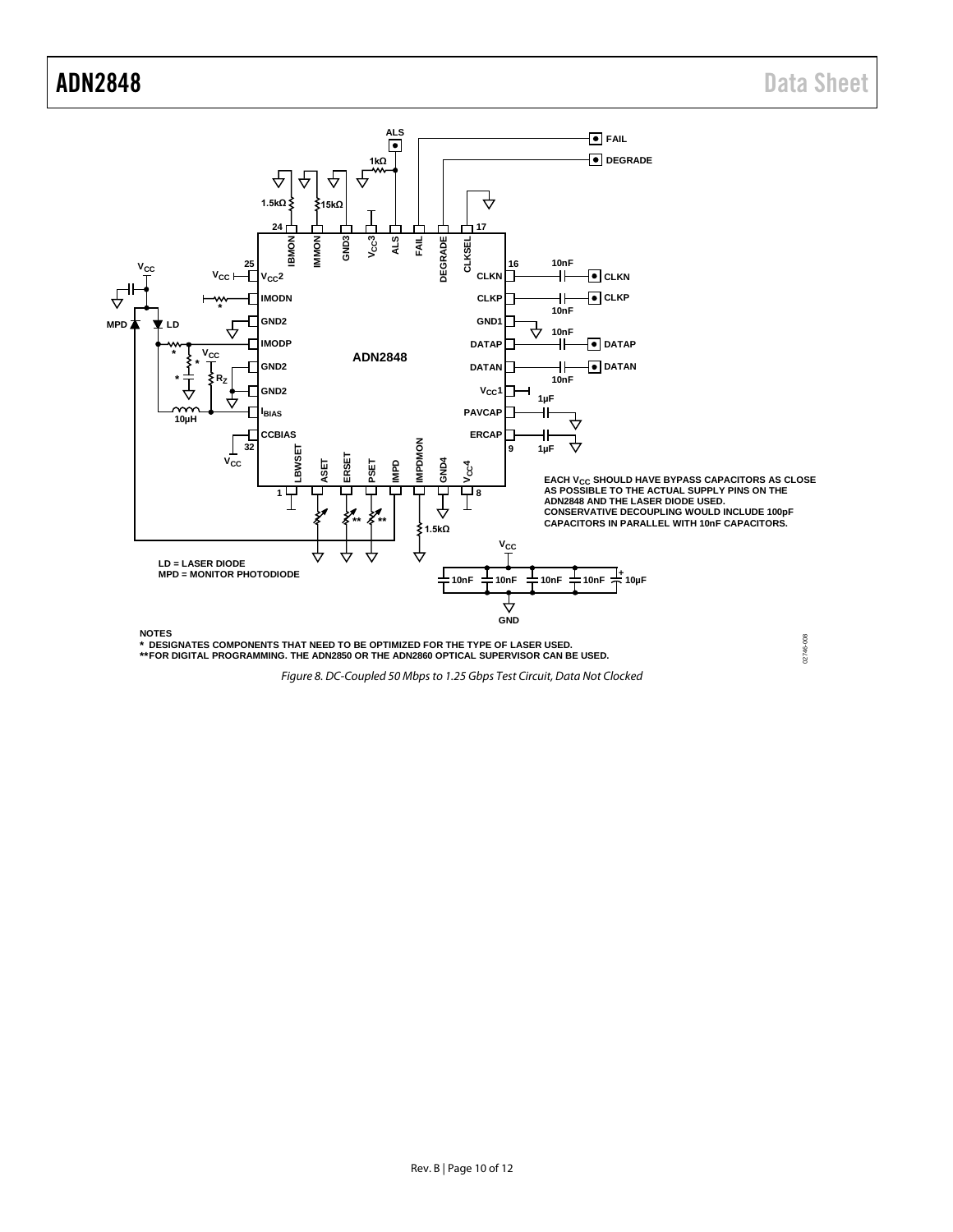EACH $V_{CC}$ SHOULD HAVE BYPASS CAPACITORS AS CLOSE AS POSSIBLE TO THE ACTUAL SUPPLY PINS ON THE ADN2848 AND THE LASER DIODE USED. CONSERVATIVE DECOUPLING WOULD INCLUDE 100pF CAPACITORS IN PARALLEL WITH 10nF CAPACITORS.

LD = LASER DIODE
MPD = MONITOR PHOTODIODE

NOTES
* DESIGNATES COMPONENTS THAT NEED TO BE OPTIMIZED FOR THE TYPE OF LASER USED.
** FOR DIGITAL PROGRAMMING. THE ADN2850 OR THE ADN2860 OPTICAL SUPERVISOR CAN BE USED.

*Figure 8. DC-Coupled 50 Mbps to 1.25 Gbps Test Circuit, Data Not Clocked*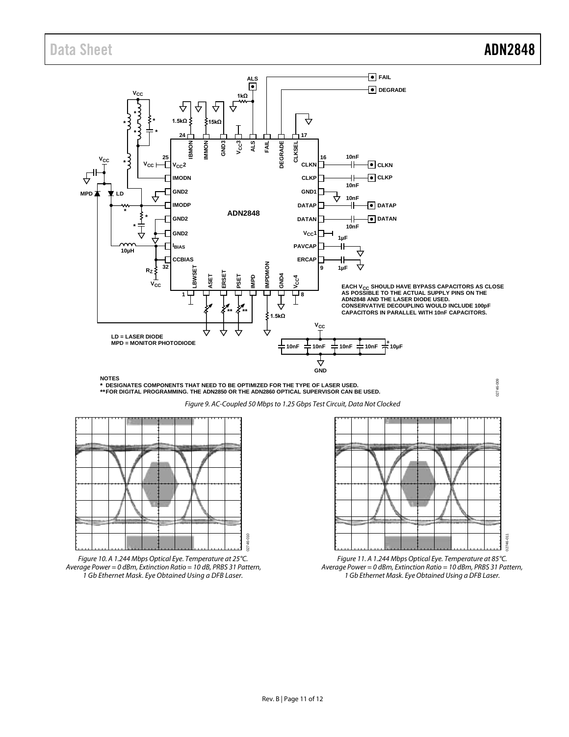EACH $V_{CC}$ SHOULD HAVE BYPASS CAPACITORS AS CLOSE AS POSSIBLE TO THE ACTUAL SUPPLY PINS ON THE ADN2848 AND THE LASER DIODE USED. CONSERVATIVE DECOUPLING WOULD INCLUDE 100pF CAPACITORS IN PARALLEL WITH 10nF CAPACITORS.

LD = LASER DIODE
MPD = MONITOR PHOTODIODE

NOTES
\* DESIGNATES COMPONENTS THAT NEED TO BE OPTIMIZED FOR THE TYPE OF LASER USED.
\*\*FOR DIGITAL PROGRAMMING. THE ADN2850 OR THE ADN2860 OPTICAL SUPERVISOR CAN BE USED.

*Figure 9. AC-Coupled 50 Mbps to 1.25 Gbps Test Circuit, Data Not Clocked*

*Figure 10. A 1.244 Mbps Optical Eye. Temperature at 25°C. Average Power = 0 dBm, Extinction Ratio = 10 dB, PRBS 31 Pattern, 1 Gb Ethernet Mask. Eye Obtained Using a DFB Laser.*

*Figure 11. A 1.244 Mbps Optical Eye. Temperature at 85°C. Average Power = 0 dBm, Extinction Ratio = 10 dBm, PRBS 31 Pattern, 1 Gb Ethernet Mask. Eye Obtained Using a DFB Laser.*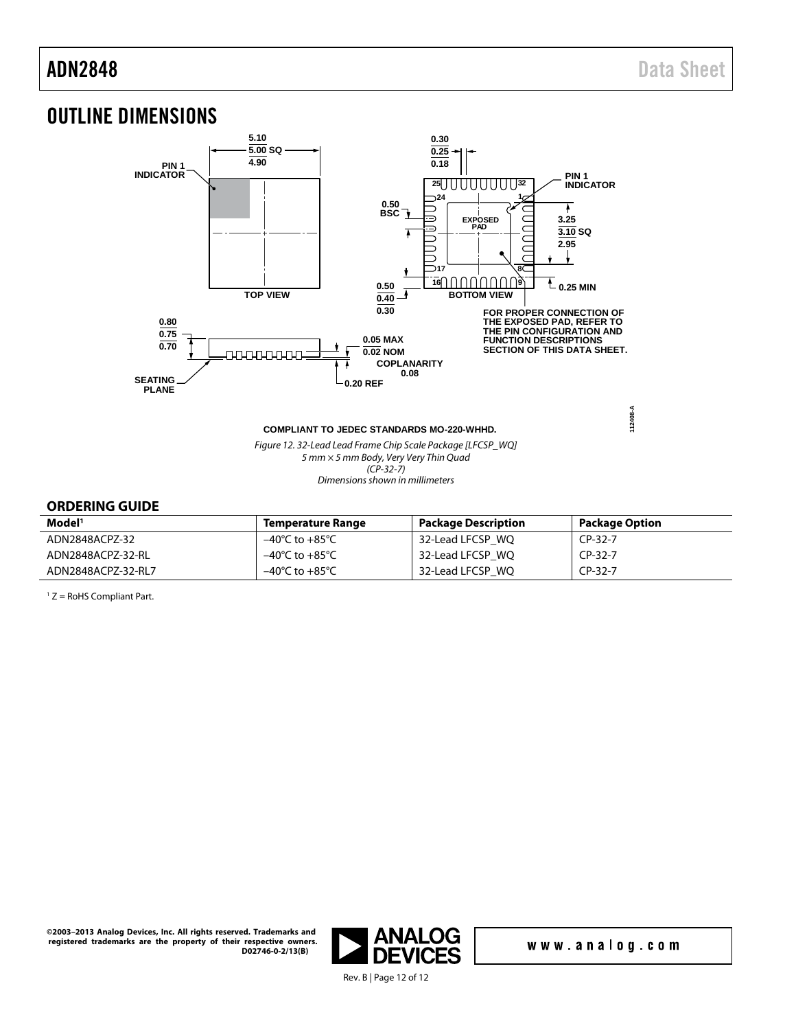## OUTLINE DIMENSIONS

5.10
5.00 SQ
4.90
PIN 1 INDICATOR
TOP VIEW
0.30
0.25
0.18
25
32
24
1
PIN 1 INDICATOR
0.50 BSC
EXPOSED PAD
3.25
3.10 SQ
2.95
17
8
16
9
0.50
0.40
0.30
BOTTOM VIEW
0.25 MIN
FOR PROPER CONNECTION OF THE EXPOSED PAD, REFER TO THE PIN CONFIGURATION AND FUNCTION DESCRIPTIONS SECTION OF THIS DATA SHEET.
0.80
0.75
0.70
0.05 MAX
0.02 NOM
COPLANARITY 0.08
SEATING PLANE
0.20 REF
112408-A

COMPLIANT TO JEDEC STANDARDS MO-220-WHHD.

*Figure 12. 32-Lead Lead Frame Chip Scale Package [LFCSP_WQ]*
*5 mm × 5 mm Body, Very Very Thin Quad*
*(CP-32-7)*
*Dimensions shown in millimeters*

### ORDERING GUIDE

| Model[1] | Temperature Range | Package Description | Package Option |
|---|---|---|---|
| ADN2848ACPZ-32 | −40°C to +85°C | 32-Lead LFCSP_WQ | CP-32-7 |
| ADN2848ACPZ-32-RL | −40°C to +85°C | 32-Lead LFCSP_WQ | CP-32-7 |
| ADN2848ACPZ-32-RL7 | −40°C to +85°C | 32-Lead LFCSP_WQ | CP-32-7 |

[1] Z = RoHS Compliant Part.

**©2003–2013 Analog Devices, Inc. All rights reserved. Trademarks and registered trademarks are the property of their respective owners. D02746-0-2/13(B)**

www.analog.com